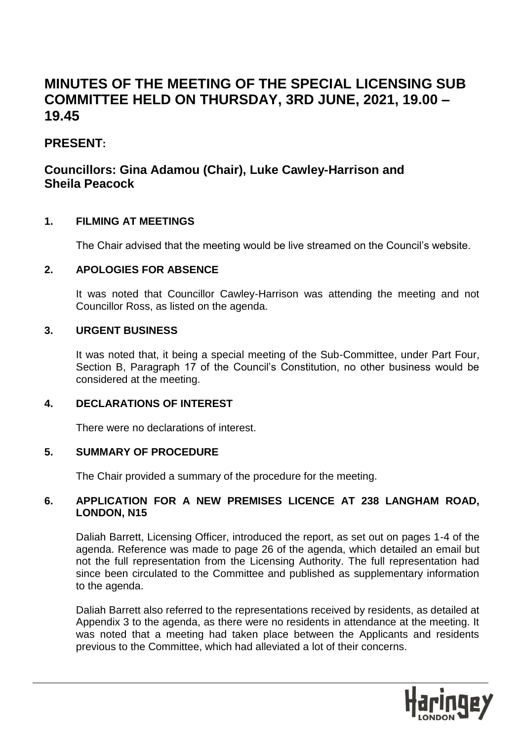# MINUTES OF THE MEETING OF THE SPECIAL LICENSING SUB COMMITTEE HELD ON THURSDAY, 3RD JUNE, 2021, 19.00 – 19.45

## PRESENT:

## Councillors: Gina Adamou (Chair), Luke Cawley-Harrison and Sheila Peacock

### 1. FILMING AT MEETINGS

The Chair advised that the meeting would be live streamed on the Council's website.

### 2. APOLOGIES FOR ABSENCE

It was noted that Councillor Cawley-Harrison was attending the meeting and not Councillor Ross, as listed on the agenda.

### 3. URGENT BUSINESS

It was noted that, it being a special meeting of the Sub-Committee, under Part Four, Section B, Paragraph 17 of the Council's Constitution, no other business would be considered at the meeting.

### 4. DECLARATIONS OF INTEREST

There were no declarations of interest.

### 5. SUMMARY OF PROCEDURE

The Chair provided a summary of the procedure for the meeting.

### 6. APPLICATION FOR A NEW PREMISES LICENCE AT 238 LANGHAM ROAD, LONDON, N15

Daliah Barrett, Licensing Officer, introduced the report, as set out on pages 1-4 of the agenda. Reference was made to page 26 of the agenda, which detailed an email but not the full representation from the Licensing Authority. The full representation had since been circulated to the Committee and published as supplementary information to the agenda.

Daliah Barrett also referred to the representations received by residents, as detailed at Appendix 3 to the agenda, as there were no residents in attendance at the meeting. It was noted that a meeting had taken place between the Applicants and residents previous to the Committee, which had alleviated a lot of their concerns.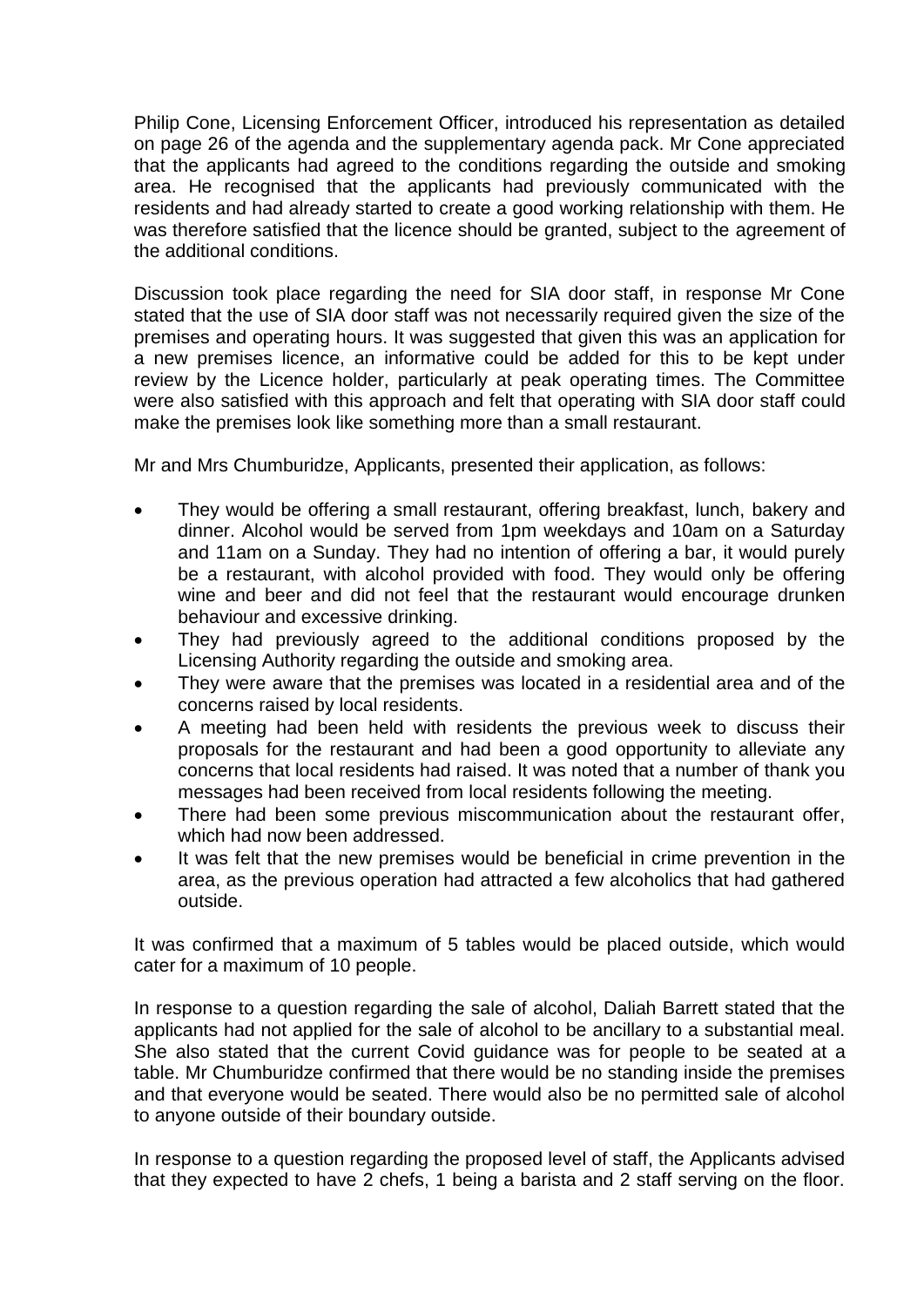Philip Cone, Licensing Enforcement Officer, introduced his representation as detailed on page 26 of the agenda and the supplementary agenda pack. Mr Cone appreciated that the applicants had agreed to the conditions regarding the outside and smoking area. He recognised that the applicants had previously communicated with the residents and had already started to create a good working relationship with them. He was therefore satisfied that the licence should be granted, subject to the agreement of the additional conditions.

Discussion took place regarding the need for SIA door staff, in response Mr Cone stated that the use of SIA door staff was not necessarily required given the size of the premises and operating hours. It was suggested that given this was an application for a new premises licence, an informative could be added for this to be kept under review by the Licence holder, particularly at peak operating times. The Committee were also satisfied with this approach and felt that operating with SIA door staff could make the premises look like something more than a small restaurant.

Mr and Mrs Chumburidze, Applicants, presented their application, as follows:

- They would be offering a small restaurant, offering breakfast, lunch, bakery and dinner. Alcohol would be served from 1pm weekdays and 10am on a Saturday and 11am on a Sunday. They had no intention of offering a bar, it would purely be a restaurant, with alcohol provided with food. They would only be offering wine and beer and did not feel that the restaurant would encourage drunken behaviour and excessive drinking.
- They had previously agreed to the additional conditions proposed by the Licensing Authority regarding the outside and smoking area.
- They were aware that the premises was located in a residential area and of the concerns raised by local residents.
- A meeting had been held with residents the previous week to discuss their proposals for the restaurant and had been a good opportunity to alleviate any concerns that local residents had raised. It was noted that a number of thank you messages had been received from local residents following the meeting.
- There had been some previous miscommunication about the restaurant offer, which had now been addressed.
- It was felt that the new premises would be beneficial in crime prevention in the area, as the previous operation had attracted a few alcoholics that had gathered outside.

It was confirmed that a maximum of 5 tables would be placed outside, which would cater for a maximum of 10 people.

In response to a question regarding the sale of alcohol, Daliah Barrett stated that the applicants had not applied for the sale of alcohol to be ancillary to a substantial meal. She also stated that the current Covid guidance was for people to be seated at a table. Mr Chumburidze confirmed that there would be no standing inside the premises and that everyone would be seated. There would also be no permitted sale of alcohol to anyone outside of their boundary outside.

In response to a question regarding the proposed level of staff, the Applicants advised that they expected to have 2 chefs, 1 being a barista and 2 staff serving on the floor.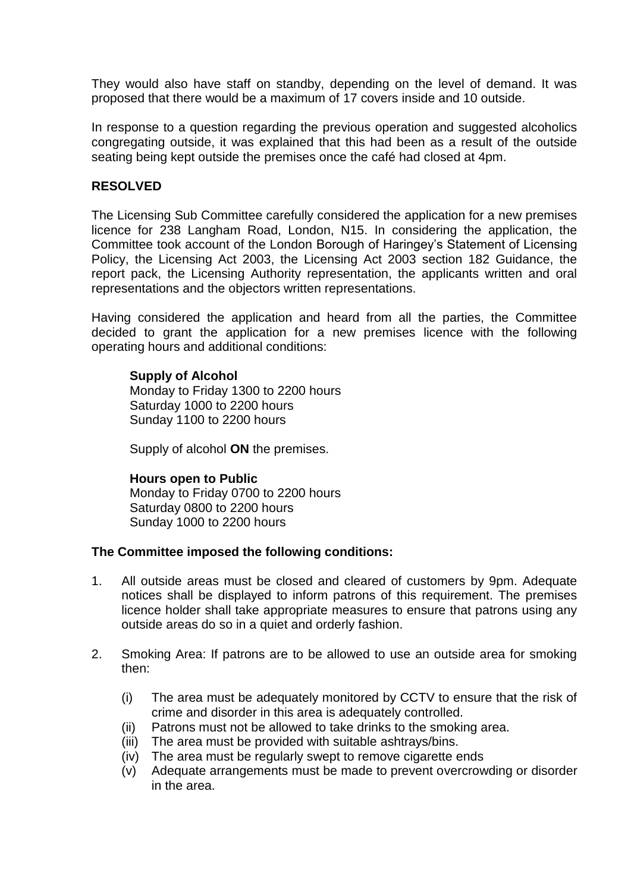They would also have staff on standby, depending on the level of demand. It was proposed that there would be a maximum of 17 covers inside and 10 outside.

In response to a question regarding the previous operation and suggested alcoholics congregating outside, it was explained that this had been as a result of the outside seating being kept outside the premises once the café had closed at 4pm.

**RESOLVED**

The Licensing Sub Committee carefully considered the application for a new premises licence for 238 Langham Road, London, N15. In considering the application, the Committee took account of the London Borough of Haringey's Statement of Licensing Policy, the Licensing Act 2003, the Licensing Act 2003 section 182 Guidance, the report pack, the Licensing Authority representation, the applicants written and oral representations and the objectors written representations.

Having considered the application and heard from all the parties, the Committee decided to grant the application for a new premises licence with the following operating hours and additional conditions:

**Supply of Alcohol**
Monday to Friday 1300 to 2200 hours
Saturday 1000 to 2200 hours
Sunday 1100 to 2200 hours

Supply of alcohol **ON** the premises.

**Hours open to Public**
Monday to Friday 0700 to 2200 hours
Saturday 0800 to 2200 hours
Sunday 1000 to 2200 hours

**The Committee imposed the following conditions:**

1. All outside areas must be closed and cleared of customers by 9pm. Adequate notices shall be displayed to inform patrons of this requirement. The premises licence holder shall take appropriate measures to ensure that patrons using any outside areas do so in a quiet and orderly fashion.

2. Smoking Area: If patrons are to be allowed to use an outside area for smoking then:

   (i) The area must be adequately monitored by CCTV to ensure that the risk of crime and disorder in this area is adequately controlled.
   (ii) Patrons must not be allowed to take drinks to the smoking area.
   (iii) The area must be provided with suitable ashtrays/bins.
   (iv) The area must be regularly swept to remove cigarette ends
   (v) Adequate arrangements must be made to prevent overcrowding or disorder in the area.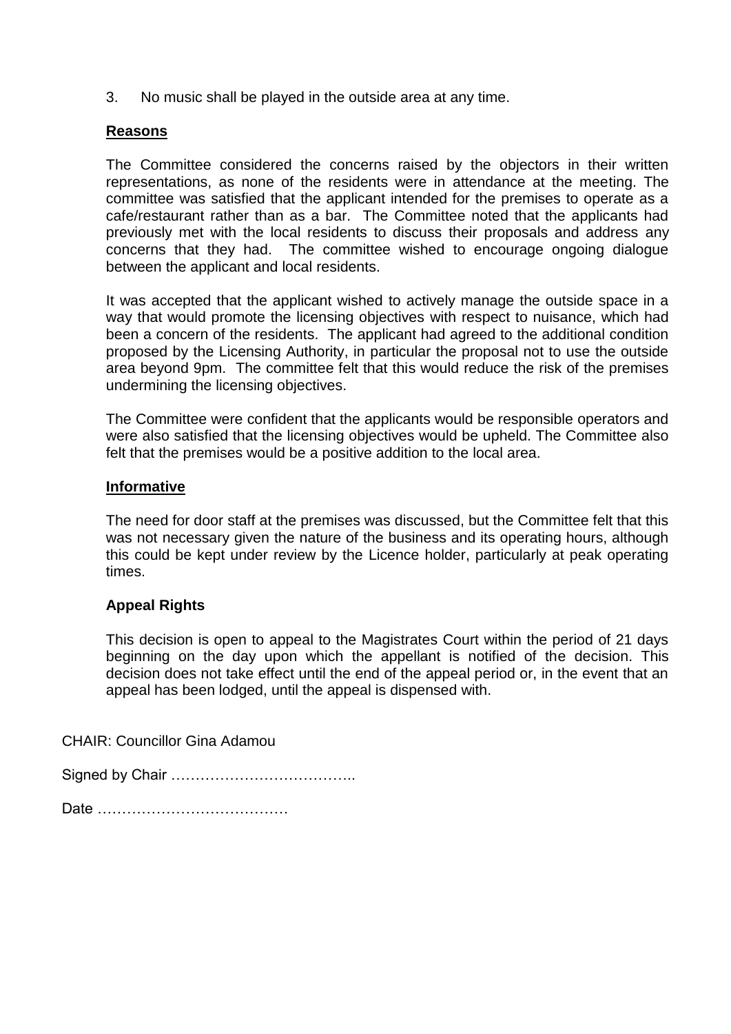3. No music shall be played in the outside area at any time.

**Reasons**

The Committee considered the concerns raised by the objectors in their written representations, as none of the residents were in attendance at the meeting. The committee was satisfied that the applicant intended for the premises to operate as a cafe/restaurant rather than as a bar. The Committee noted that the applicants had previously met with the local residents to discuss their proposals and address any concerns that they had. The committee wished to encourage ongoing dialogue between the applicant and local residents.

It was accepted that the applicant wished to actively manage the outside space in a way that would promote the licensing objectives with respect to nuisance, which had been a concern of the residents. The applicant had agreed to the additional condition proposed by the Licensing Authority, in particular the proposal not to use the outside area beyond 9pm. The committee felt that this would reduce the risk of the premises undermining the licensing objectives.

The Committee were confident that the applicants would be responsible operators and were also satisfied that the licensing objectives would be upheld. The Committee also felt that the premises would be a positive addition to the local area.

**Informative**

The need for door staff at the premises was discussed, but the Committee felt that this was not necessary given the nature of the business and its operating hours, although this could be kept under review by the Licence holder, particularly at peak operating times.

**Appeal Rights**

This decision is open to appeal to the Magistrates Court within the period of 21 days beginning on the day upon which the appellant is notified of the decision. This decision does not take effect until the end of the appeal period or, in the event that an appeal has been lodged, until the appeal is dispensed with.

CHAIR: Councillor Gina Adamou

Signed by Chair ………………………………..

Date …………………………………